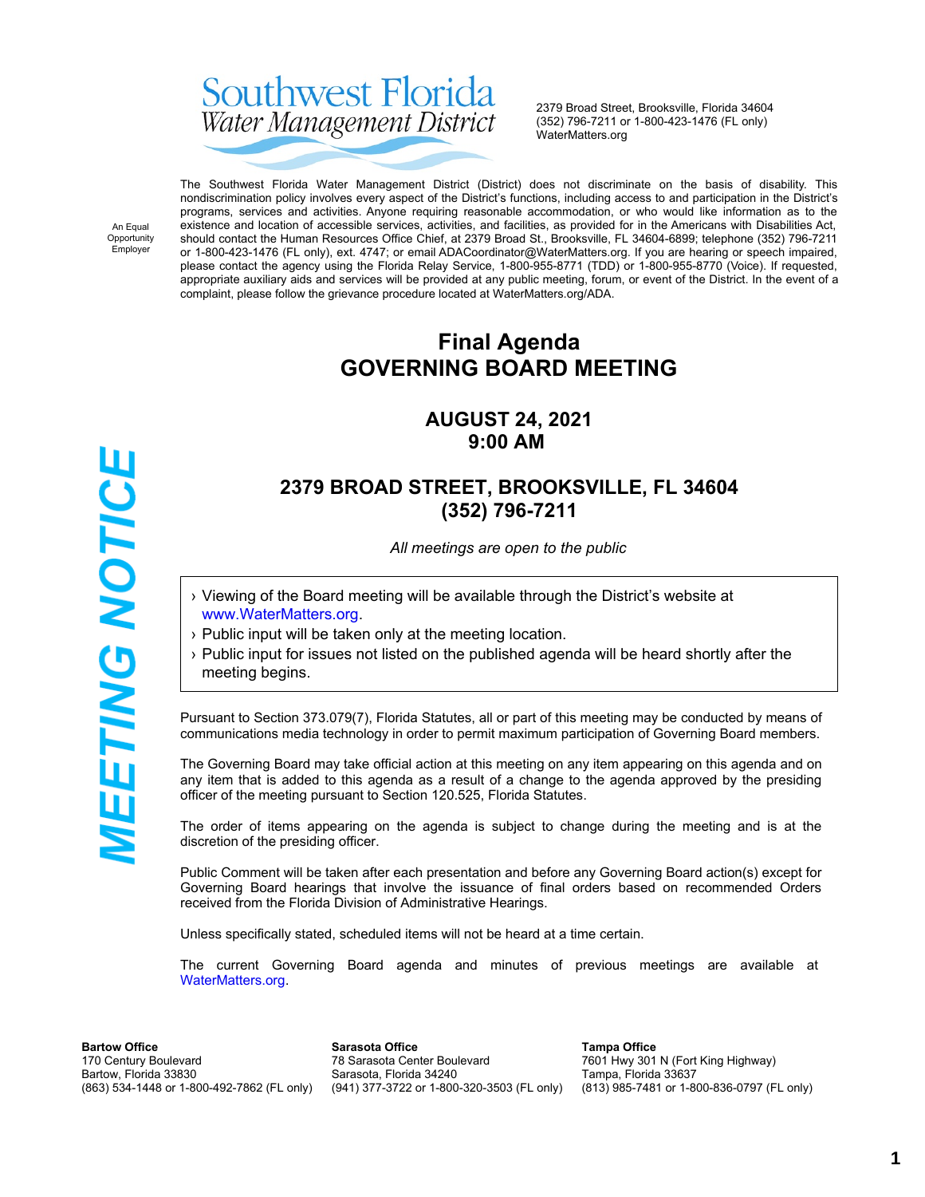# Southwest Florida Water Management District

2379 Broad Street, Brooksville, Florida 34604
(352) 796-7211 or 1-800-423-1476 (FL only)
WaterMatters.org

An Equal Opportunity Employer

The Southwest Florida Water Management District (District) does not discriminate on the basis of disability. This nondiscrimination policy involves every aspect of the District's functions, including access to and participation in the District's programs, services and activities. Anyone requiring reasonable accommodation, or who would like information as to the existence and location of accessible services, activities, and facilities, as provided for in the Americans with Disabilities Act, should contact the Human Resources Office Chief, at 2379 Broad St., Brooksville, FL 34604-6899; telephone (352) 796-7211 or 1-800-423-1476 (FL only), ext. 4747; or email ADACoordinator@WaterMatters.org. If you are hearing or speech impaired, please contact the agency using the Florida Relay Service, 1-800-955-8771 (TDD) or 1-800-955-8770 (Voice). If requested, appropriate auxiliary aids and services will be provided at any public meeting, forum, or event of the District. In the event of a complaint, please follow the grievance procedure located at WaterMatters.org/ADA.

**MEETING NOTICE**

## Final Agenda
## GOVERNING BOARD MEETING

### AUGUST 24, 2021
### 9:00 AM

### 2379 BROAD STREET, BROOKSVILLE, FL 34604
### (352) 796-7211

*All meetings are open to the public*

- Viewing of the Board meeting will be available through the District's website at www.WaterMatters.org.
- Public input will be taken only at the meeting location.
- Public input for issues not listed on the published agenda will be heard shortly after the meeting begins.

Pursuant to Section 373.079(7), Florida Statutes, all or part of this meeting may be conducted by means of communications media technology in order to permit maximum participation of Governing Board members.

The Governing Board may take official action at this meeting on any item appearing on this agenda and on any item that is added to this agenda as a result of a change to the agenda approved by the presiding officer of the meeting pursuant to Section 120.525, Florida Statutes.

The order of items appearing on the agenda is subject to change during the meeting and is at the discretion of the presiding officer.

Public Comment will be taken after each presentation and before any Governing Board action(s) except for Governing Board hearings that involve the issuance of final orders based on recommended Orders received from the Florida Division of Administrative Hearings.

Unless specifically stated, scheduled items will not be heard at a time certain.

The current Governing Board agenda and minutes of previous meetings are available at WaterMatters.org.

**Bartow Office**
170 Century Boulevard
Bartow, Florida 33830
(863) 534-1448 or 1-800-492-7862 (FL only)

**Sarasota Office**
78 Sarasota Center Boulevard
Sarasota, Florida 34240
(941) 377-3722 or 1-800-320-3503 (FL only)

**Tampa Office**
7601 Hwy 301 N (Fort King Highway)
Tampa, Florida 33637
(813) 985-7481 or 1-800-836-0797 (FL only)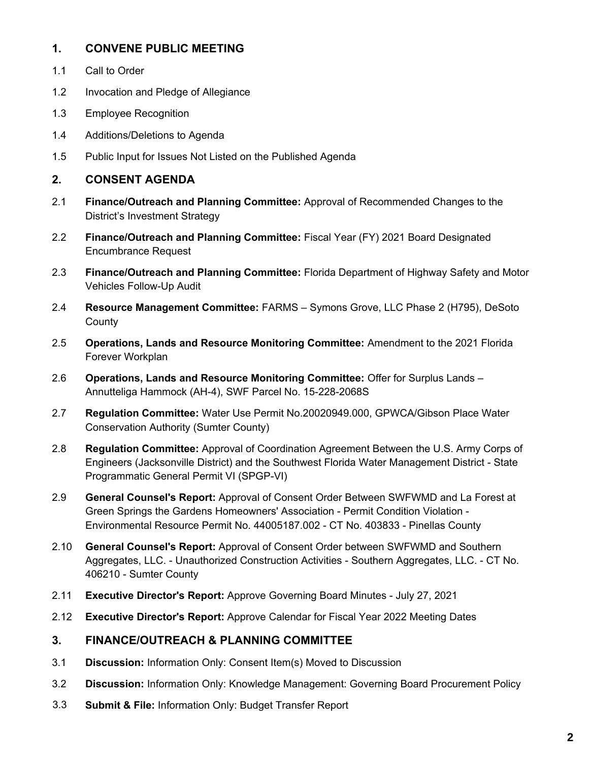## 1. CONVENE PUBLIC MEETING

1.1 Call to Order

1.2 Invocation and Pledge of Allegiance

1.3 Employee Recognition

1.4 Additions/Deletions to Agenda

1.5 Public Input for Issues Not Listed on the Published Agenda

## 2. CONSENT AGENDA

2.1 **Finance/Outreach and Planning Committee:** Approval of Recommended Changes to the District's Investment Strategy

2.2 **Finance/Outreach and Planning Committee:** Fiscal Year (FY) 2021 Board Designated Encumbrance Request

2.3 **Finance/Outreach and Planning Committee:** Florida Department of Highway Safety and Motor Vehicles Follow-Up Audit

2.4 **Resource Management Committee:** FARMS – Symons Grove, LLC Phase 2 (H795), DeSoto County

2.5 **Operations, Lands and Resource Monitoring Committee:** Amendment to the 2021 Florida Forever Workplan

2.6 **Operations, Lands and Resource Monitoring Committee:** Offer for Surplus Lands – Annutteliga Hammock (AH-4), SWF Parcel No. 15-228-2068S

2.7 **Regulation Committee:** Water Use Permit No.20020949.000, GPWCA/Gibson Place Water Conservation Authority (Sumter County)

2.8 **Regulation Committee:** Approval of Coordination Agreement Between the U.S. Army Corps of Engineers (Jacksonville District) and the Southwest Florida Water Management District - State Programmatic General Permit VI (SPGP-VI)

2.9 **General Counsel's Report:** Approval of Consent Order Between SWFWMD and La Forest at Green Springs the Gardens Homeowners' Association - Permit Condition Violation - Environmental Resource Permit No. 44005187.002 - CT No. 403833 - Pinellas County

2.10 **General Counsel's Report:** Approval of Consent Order between SWFWMD and Southern Aggregates, LLC. - Unauthorized Construction Activities - Southern Aggregates, LLC. - CT No. 406210 - Sumter County

2.11 **Executive Director's Report:** Approve Governing Board Minutes - July 27, 2021

2.12 **Executive Director's Report:** Approve Calendar for Fiscal Year 2022 Meeting Dates

## 3. FINANCE/OUTREACH & PLANNING COMMITTEE

3.1 **Discussion:** Information Only: Consent Item(s) Moved to Discussion

3.2 **Discussion:** Information Only: Knowledge Management: Governing Board Procurement Policy

3.3 **Submit & File:** Information Only: Budget Transfer Report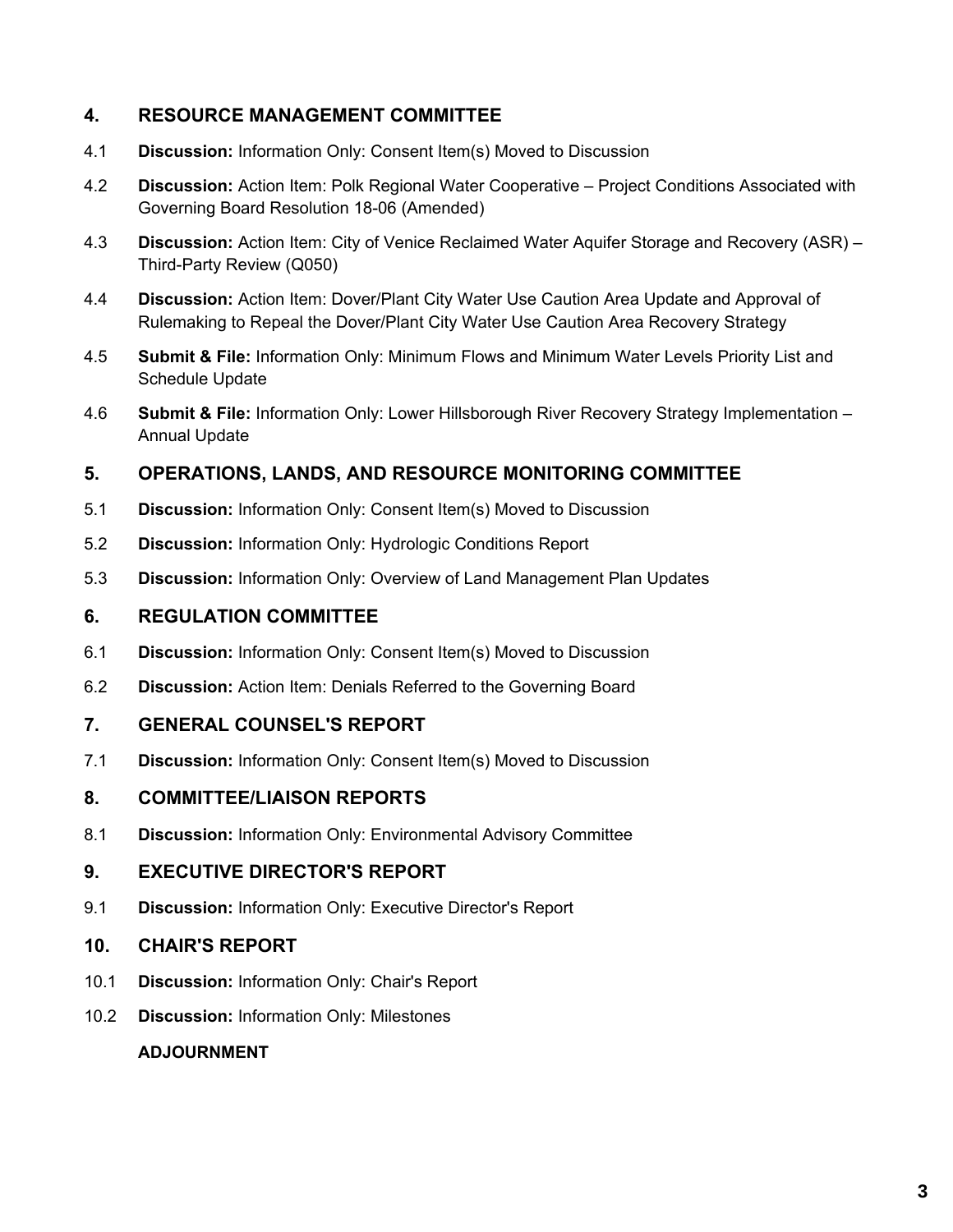## 4. RESOURCE MANAGEMENT COMMITTEE

4.1 **Discussion:** Information Only: Consent Item(s) Moved to Discussion

4.2 **Discussion:** Action Item: Polk Regional Water Cooperative – Project Conditions Associated with Governing Board Resolution 18-06 (Amended)

4.3 **Discussion:** Action Item: City of Venice Reclaimed Water Aquifer Storage and Recovery (ASR) – Third-Party Review (Q050)

4.4 **Discussion:** Action Item: Dover/Plant City Water Use Caution Area Update and Approval of Rulemaking to Repeal the Dover/Plant City Water Use Caution Area Recovery Strategy

4.5 **Submit & File:** Information Only: Minimum Flows and Minimum Water Levels Priority List and Schedule Update

4.6 **Submit & File:** Information Only: Lower Hillsborough River Recovery Strategy Implementation – Annual Update

## 5. OPERATIONS, LANDS, AND RESOURCE MONITORING COMMITTEE

5.1 **Discussion:** Information Only: Consent Item(s) Moved to Discussion

5.2 **Discussion:** Information Only: Hydrologic Conditions Report

5.3 **Discussion:** Information Only: Overview of Land Management Plan Updates

## 6. REGULATION COMMITTEE

6.1 **Discussion:** Information Only: Consent Item(s) Moved to Discussion

6.2 **Discussion:** Action Item: Denials Referred to the Governing Board

## 7. GENERAL COUNSEL'S REPORT

7.1 **Discussion:** Information Only: Consent Item(s) Moved to Discussion

## 8. COMMITTEE/LIAISON REPORTS

8.1 **Discussion:** Information Only: Environmental Advisory Committee

## 9. EXECUTIVE DIRECTOR'S REPORT

9.1 **Discussion:** Information Only: Executive Director's Report

## 10. CHAIR'S REPORT

10.1 **Discussion:** Information Only: Chair's Report

10.2 **Discussion:** Information Only: Milestones

**ADJOURNMENT**